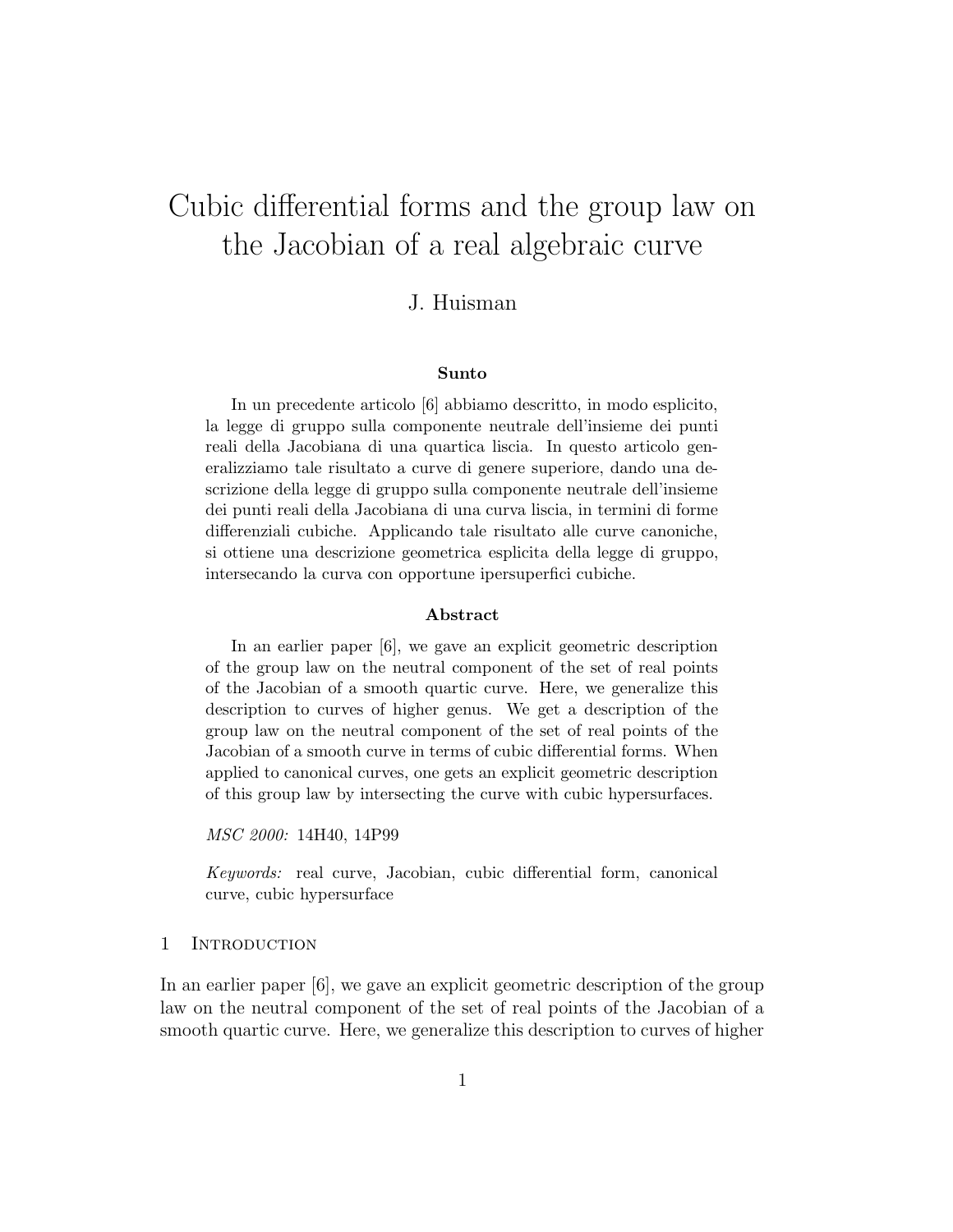# Cubic differential forms and the group law on the Jacobian of a real algebraic curve

J. Huisman

### Sunto

In un precedente articolo [6] abbiamo descritto, in modo esplicito, la legge di gruppo sulla componente neutrale dell'insieme dei punti reali della Jacobiana di una quartica liscia. In questo articolo generalizziamo tale risultato a curve di genere superiore, dando una descrizione della legge di gruppo sulla componente neutrale dell'insieme dei punti reali della Jacobiana di una curva liscia, in termini di forme differenziali cubiche. Applicando tale risultato alle curve canoniche, si ottiene una descrizione geometrica esplicita della legge di gruppo, intersecando la curva con opportune ipersuperfici cubiche.

### Abstract

In an earlier paper [6], we gave an explicit geometric description of the group law on the neutral component of the set of real points of the Jacobian of a smooth quartic curve. Here, we generalize this description to curves of higher genus. We get a description of the group law on the neutral component of the set of real points of the Jacobian of a smooth curve in terms of cubic differential forms. When applied to canonical curves, one gets an explicit geometric description of this group law by intersecting the curve with cubic hypersurfaces.

*MSC 2000:* 14H40, 14P99

*Keywords:* real curve, Jacobian, cubic differential form, canonical curve, cubic hypersurface

## 1 Introduction

In an earlier paper [6], we gave an explicit geometric description of the group law on the neutral component of the set of real points of the Jacobian of a smooth quartic curve. Here, we generalize this description to curves of higher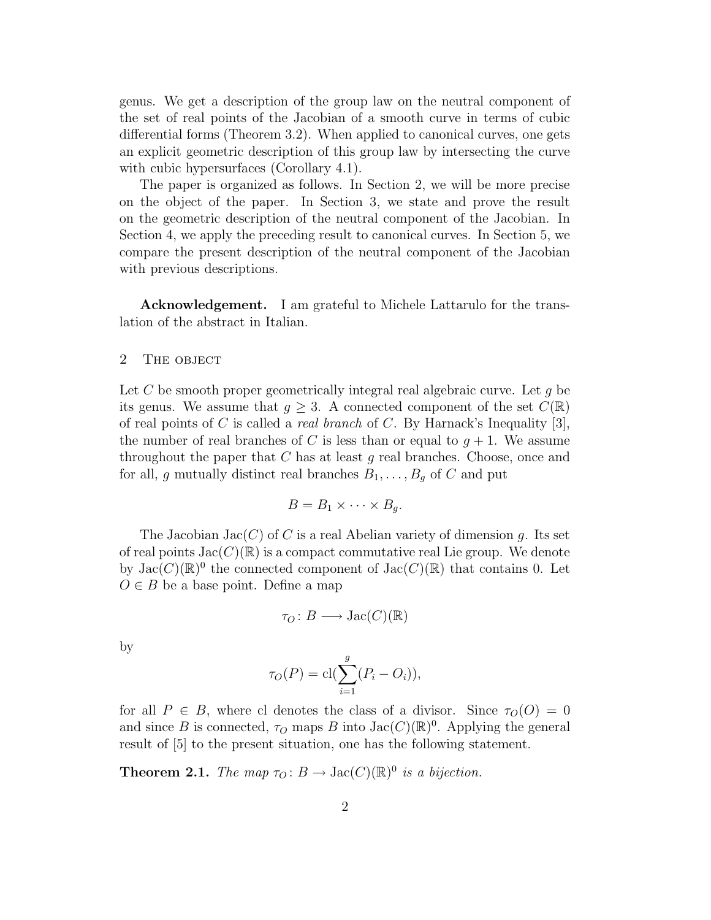genus. We get a description of the group law on the neutral component of the set of real points of the Jacobian of a smooth curve in terms of cubic differential forms (Theorem 3.2). When applied to canonical curves, one gets an explicit geometric description of this group law by intersecting the curve with cubic hypersurfaces (Corollary 4.1).

The paper is organized as follows. In Section 2, we will be more precise on the object of the paper. In Section 3, we state and prove the result on the geometric description of the neutral component of the Jacobian. In Section 4, we apply the preceding result to canonical curves. In Section 5, we compare the present description of the neutral component of the Jacobian with previous descriptions.

**Acknowledgement.** I am grateful to Michele Lattarulo for the translation of the abstract in Italian.

## 2 The object

Let $C$ be smooth proper geometrically integral real algebraic curve. Let $g$ be its genus. We assume that $g \geq 3$. A connected component of the set $C(\mathbb{R})$ of real points of $C$ is called a *real branch* of $C$. By Harnack's Inequality [3], the number of real branches of $C$ is less than or equal to $g+1$. We assume throughout the paper that $C$ has at least $g$ real branches. Choose, once and for all, $g$ mutually distinct real branches $B_1, \ldots, B_g$ of $C$ and put

$$B = B_1 \times \cdots \times B_g.$$

The Jacobian $\mathrm{Jac}(C)$ of $C$ is a real Abelian variety of dimension $g$. Its set of real points $\mathrm{Jac}(C)(\mathbb{R})$ is a compact commutative real Lie group. We denote by $\mathrm{Jac}(C)(\mathbb{R})^0$ the connected component of $\mathrm{Jac}(C)(\mathbb{R})$ that contains 0. Let $O \in B$ be a base point. Define a map

$$\tau_O \colon B \longrightarrow \mathrm{Jac}(C)(\mathbb{R})$$

by

$$\tau_O(P) = \mathrm{cl}(\sum_{i=1}^{g}(P_i - O_i)),$$

for all $P \in B$, where cl denotes the class of a divisor. Since $\tau_O(O) = 0$ and since $B$ is connected, $\tau_O$ maps $B$ into $\mathrm{Jac}(C)(\mathbb{R})^0$. Applying the general result of [5] to the present situation, one has the following statement.

**Theorem 2.1.** *The map $\tau_O \colon B \to \mathrm{Jac}(C)(\mathbb{R})^0$ is a bijection.*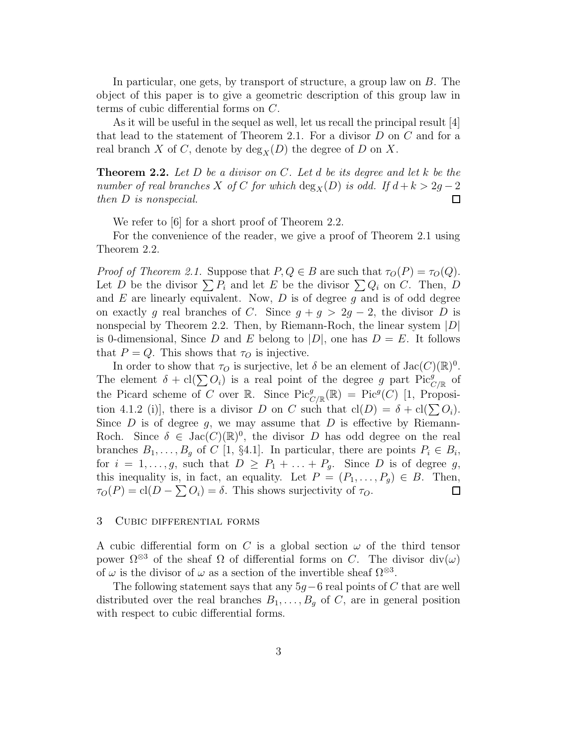In particular, one gets, by transport of structure, a group law on $B$. The object of this paper is to give a geometric description of this group law in terms of cubic differential forms on $C$.

As it will be useful in the sequel as well, let us recall the principal result [4] that lead to the statement of Theorem 2.1. For a divisor $D$ on $C$ and for a real branch $X$ of $C$, denote by $\deg_X(D)$ the degree of $D$ on $X$.

**Theorem 2.2.** *Let $D$ be a divisor on $C$. Let $d$ be its degree and let $k$ be the number of real branches $X$ of $C$ for which $\deg_X(D)$ is odd. If $d+k > 2g-2$ then $D$ is nonspecial.* ◻

We refer to [6] for a short proof of Theorem 2.2.

For the convenience of the reader, we give a proof of Theorem 2.1 using Theorem 2.2.

*Proof of Theorem 2.1.* Suppose that $P, Q \in B$ are such that $\tau_O(P) = \tau_O(Q)$. Let $D$ be the divisor $\sum P_i$ and let $E$ be the divisor $\sum Q_i$ on $C$. Then, $D$ and $E$ are linearly equivalent. Now, $D$ is of degree $g$ and is of odd degree on exactly $g$ real branches of $C$. Since $g + g > 2g - 2$, the divisor $D$ is nonspecial by Theorem 2.2. Then, by Riemann-Roch, the linear system $|D|$ is 0-dimensional, Since $D$ and $E$ belong to $|D|$, one has $D = E$. It follows that $P = Q$. This shows that $\tau_O$ is injective.

In order to show that $\tau_O$ is surjective, let $\delta$ be an element of $\mathrm{Jac}(C)(\mathbb{R})^0$. The element $\delta + \mathrm{cl}(\sum O_i)$ is a real point of the degree $g$ part $\mathrm{Pic}^g_{C/\mathbb{R}}$ of the Picard scheme of $C$ over $\mathbb{R}$. Since $\mathrm{Pic}^g_{C/\mathbb{R}}(\mathbb{R}) = \mathrm{Pic}^g(C)$ [1, Proposition 4.1.2 (i)], there is a divisor $D$ on $C$ such that $\mathrm{cl}(D) = \delta + \mathrm{cl}(\sum O_i)$. Since $D$ is of degree $g$, we may assume that $D$ is effective by Riemann-Roch. Since $\delta \in \mathrm{Jac}(C)(\mathbb{R})^0$, the divisor $D$ has odd degree on the real branches $B_1, \ldots, B_g$ of $C$ [1, §4.1]. In particular, there are points $P_i \in B_i$, for $i = 1, \ldots, g$, such that $D \geq P_1 + \ldots + P_g$. Since $D$ is of degree $g$, this inequality is, in fact, an equality. Let $P = (P_1, \ldots, P_g) \in B$. Then, $\tau_O(P) = \mathrm{cl}(D - \sum O_i) = \delta$. This shows surjectivity of $\tau_O$. ◻

## 3 Cubic differential forms

A cubic differential form on $C$ is a global section $\omega$ of the third tensor power $\Omega^{\otimes 3}$ of the sheaf $\Omega$ of differential forms on $C$. The divisor $\mathrm{div}(\omega)$ of $\omega$ is the divisor of $\omega$ as a section of the invertible sheaf $\Omega^{\otimes 3}$.

The following statement says that any $5g-6$ real points of $C$ that are well distributed over the real branches $B_1, \ldots, B_g$ of $C$, are in general position with respect to cubic differential forms.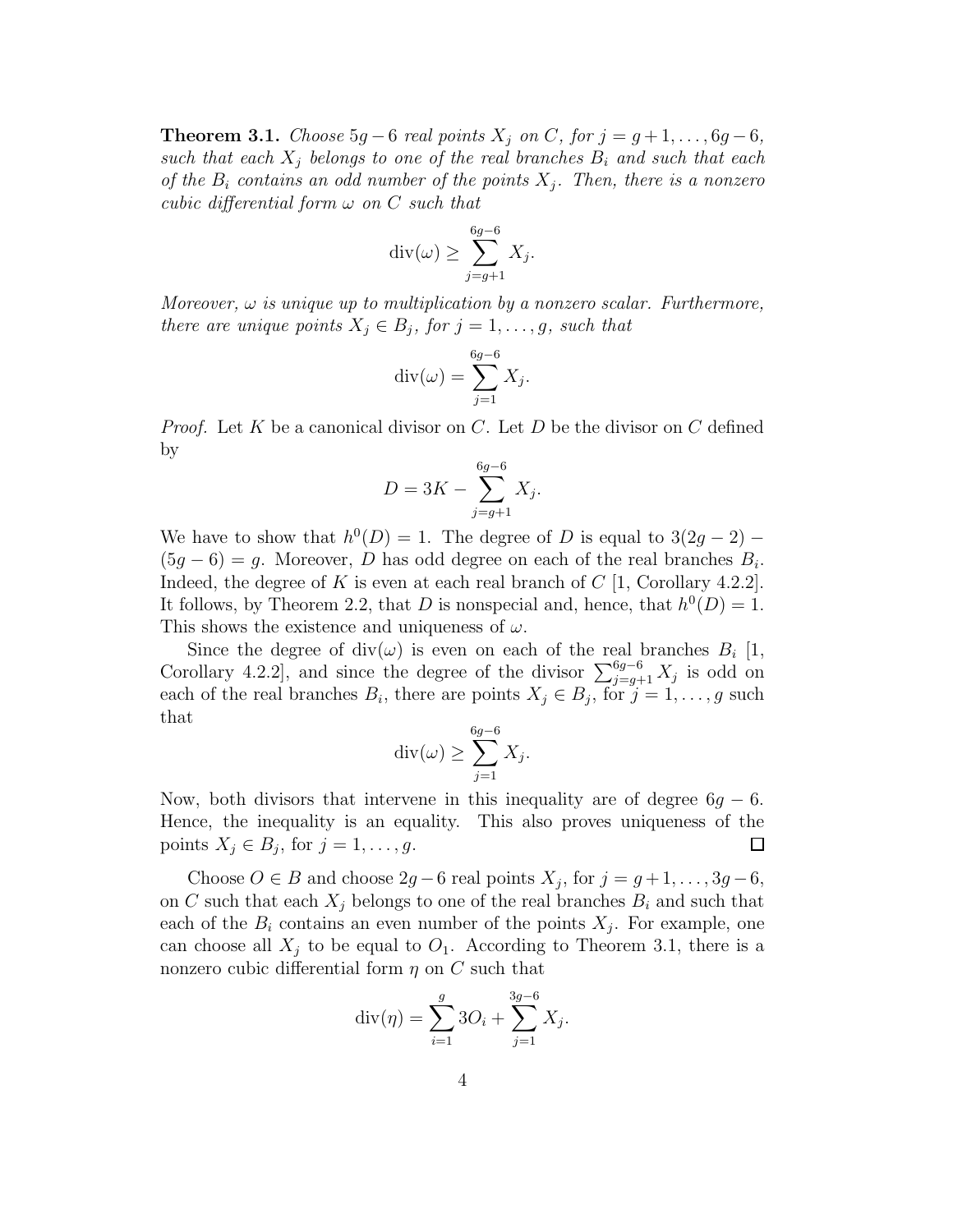**Theorem 3.1.** *Choose $5g-6$ real points $X_j$ on $C$, for $j = g+1, \ldots, 6g-6$, such that each $X_j$ belongs to one of the real branches $B_i$ and such that each of the $B_i$ contains an odd number of the points $X_j$. Then, there is a nonzero cubic differential form $\omega$ on $C$ such that*

$$\operatorname{div}(\omega) \geq \sum_{j=g+1}^{6g-6} X_j.$$

*Moreover, $\omega$ is unique up to multiplication by a nonzero scalar. Furthermore, there are unique points $X_j \in B_j$, for $j = 1, \ldots, g$, such that*

$$\operatorname{div}(\omega) = \sum_{j=1}^{6g-6} X_j.$$

*Proof.* Let $K$ be a canonical divisor on $C$. Let $D$ be the divisor on $C$ defined by

$$D = 3K - \sum_{j=g+1}^{6g-6} X_j.$$

We have to show that $h^0(D) = 1$. The degree of $D$ is equal to $3(2g-2) - (5g-6) = g$. Moreover, $D$ has odd degree on each of the real branches $B_i$. Indeed, the degree of $K$ is even at each real branch of $C$ [1, Corollary 4.2.2]. It follows, by Theorem 2.2, that $D$ is nonspecial and, hence, that $h^0(D) = 1$. This shows the existence and uniqueness of $\omega$.

Since the degree of $\operatorname{div}(\omega)$ is even on each of the real branches $B_i$ [1, Corollary 4.2.2], and since the degree of the divisor $\sum_{j=g+1}^{6g-6} X_j$ is odd on each of the real branches $B_i$, there are points $X_j \in B_j$, for $j = 1, \ldots, g$ such that

$$\operatorname{div}(\omega) \geq \sum_{j=1}^{6g-6} X_j.$$

Now, both divisors that intervene in this inequality are of degree $6g-6$. Hence, the inequality is an equality. This also proves uniqueness of the points $X_j \in B_j$, for $j = 1, \ldots, g$. □

Choose $O \in B$ and choose $2g-6$ real points $X_j$, for $j = g+1, \ldots, 3g-6$, on $C$ such that each $X_j$ belongs to one of the real branches $B_i$ and such that each of the $B_i$ contains an even number of the points $X_j$. For example, one can choose all $X_j$ to be equal to $O_1$. According to Theorem 3.1, there is a nonzero cubic differential form $\eta$ on $C$ such that

$$\operatorname{div}(\eta) = \sum_{i=1}^{g} 3O_i + \sum_{j=1}^{3g-6} X_j.$$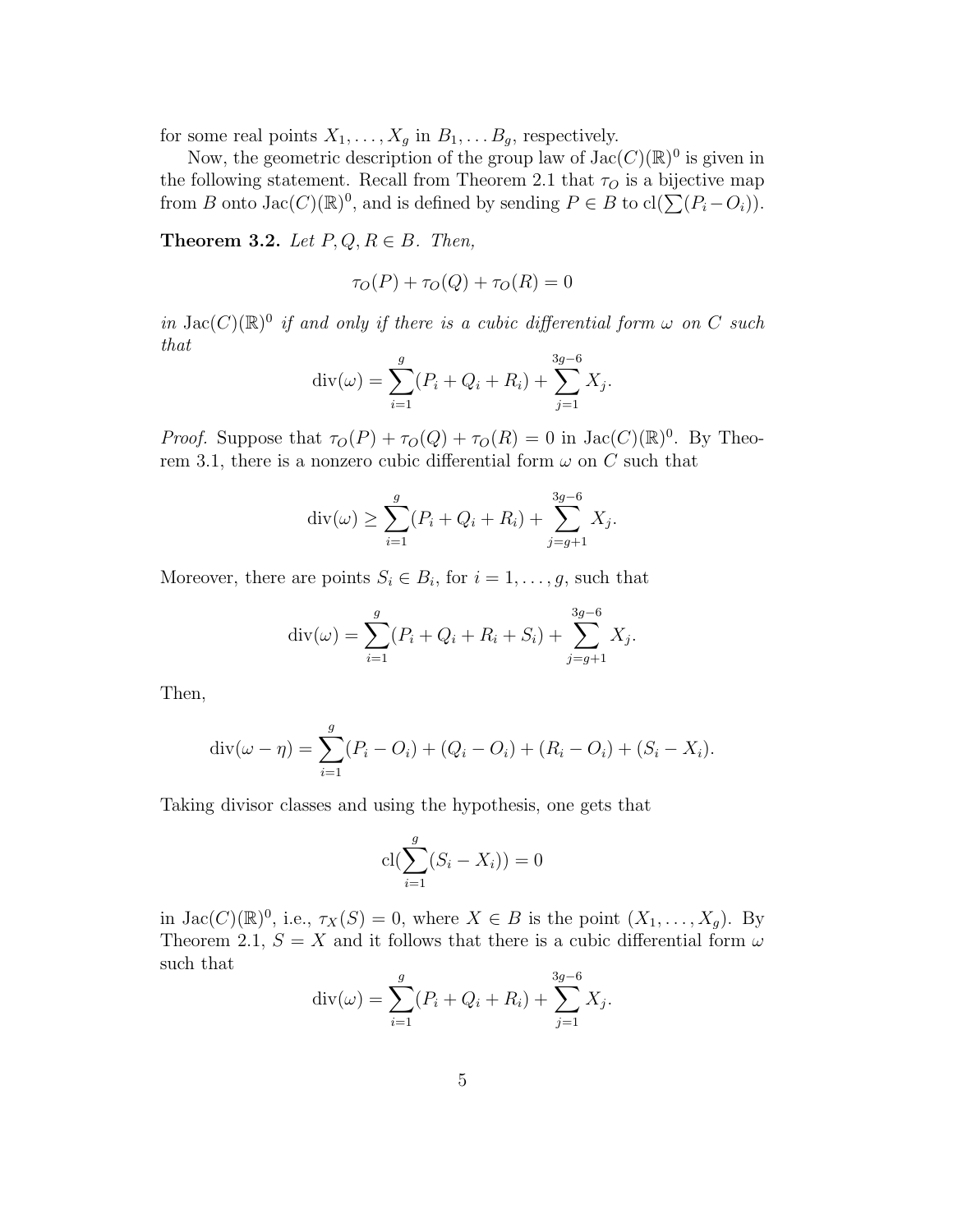for some real points $X_1, \ldots, X_g$ in $B_1, \ldots B_g$, respectively.

Now, the geometric description of the group law of $\mathrm{Jac}(C)(\mathbb{R})^0$ is given in the following statement. Recall from Theorem 2.1 that $\tau_O$ is a bijective map from $B$ onto $\mathrm{Jac}(C)(\mathbb{R})^0$, and is defined by sending $P \in B$ to $\mathrm{cl}(\sum(P_i - O_i))$.

**Theorem 3.2.** *Let $P, Q, R \in B$. Then,*

$$\tau_O(P) + \tau_O(Q) + \tau_O(R) = 0$$

*in $\mathrm{Jac}(C)(\mathbb{R})^0$ if and only if there is a cubic differential form $\omega$ on $C$ such that*

$$\mathrm{div}(\omega) = \sum_{i=1}^{g}(P_i + Q_i + R_i) + \sum_{j=1}^{3g-6} X_j.$$

*Proof.* Suppose that $\tau_O(P) + \tau_O(Q) + \tau_O(R) = 0$ in $\mathrm{Jac}(C)(\mathbb{R})^0$. By Theorem 3.1, there is a nonzero cubic differential form $\omega$ on $C$ such that

$$\mathrm{div}(\omega) \geq \sum_{i=1}^{g}(P_i + Q_i + R_i) + \sum_{j=g+1}^{3g-6} X_j.$$

Moreover, there are points $S_i \in B_i$, for $i = 1, \ldots, g$, such that

$$\mathrm{div}(\omega) = \sum_{i=1}^{g}(P_i + Q_i + R_i + S_i) + \sum_{j=g+1}^{3g-6} X_j.$$

Then,

$$\mathrm{div}(\omega - \eta) = \sum_{i=1}^{g}(P_i - O_i) + (Q_i - O_i) + (R_i - O_i) + (S_i - X_i).$$

Taking divisor classes and using the hypothesis, one gets that

$$\mathrm{cl}(\sum_{i=1}^{g}(S_i - X_i)) = 0$$

in $\mathrm{Jac}(C)(\mathbb{R})^0$, i.e., $\tau_X(S) = 0$, where $X \in B$ is the point $(X_1, \ldots, X_g)$. By Theorem 2.1, $S = X$ and it follows that there is a cubic differential form $\omega$ such that

$$\mathrm{div}(\omega) = \sum_{i=1}^{g}(P_i + Q_i + R_i) + \sum_{j=1}^{3g-6} X_j.$$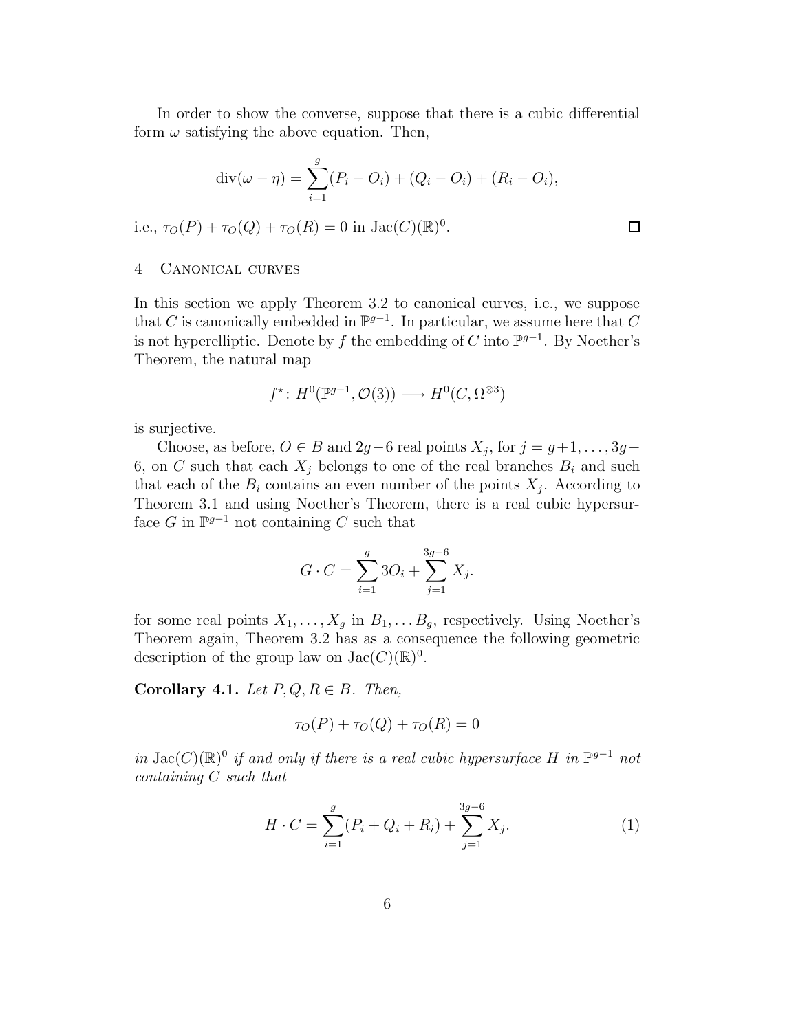In order to show the converse, suppose that there is a cubic differential form $\omega$ satisfying the above equation. Then,

$$\operatorname{div}(\omega - \eta) = \sum_{i=1}^{g} (P_i - O_i) + (Q_i - O_i) + (R_i - O_i),$$

i.e., $\tau_O(P) + \tau_O(Q) + \tau_O(R) = 0$ in $\operatorname{Jac}(C)(\mathbb{R})^0$. $\square$

## 4 Canonical curves

In this section we apply Theorem 3.2 to canonical curves, i.e., we suppose that $C$ is canonically embedded in $\mathbb{P}^{g-1}$. In particular, we assume here that $C$ is not hyperelliptic. Denote by $f$ the embedding of $C$ into $\mathbb{P}^{g-1}$. By Noether's Theorem, the natural map

$$f^{\star} \colon H^0(\mathbb{P}^{g-1}, \mathcal{O}(3)) \longrightarrow H^0(C, \Omega^{\otimes 3})$$

is surjective.

Choose, as before, $O \in B$ and $2g-6$ real points $X_j$, for $j = g+1, \ldots, 3g-6$, on $C$ such that each $X_j$ belongs to one of the real branches $B_i$ and such that each of the $B_i$ contains an even number of the points $X_j$. According to Theorem 3.1 and using Noether's Theorem, there is a real cubic hypersurface $G$ in $\mathbb{P}^{g-1}$ not containing $C$ such that

$$G \cdot C = \sum_{i=1}^{g} 3O_i + \sum_{j=1}^{3g-6} X_j.$$

for some real points $X_1, \ldots, X_g$ in $B_1, \ldots B_g$, respectively. Using Noether's Theorem again, Theorem 3.2 has as a consequence the following geometric description of the group law on $\operatorname{Jac}(C)(\mathbb{R})^0$.

**Corollary 4.1.** *Let $P, Q, R \in B$. Then,*

$$\tau_O(P) + \tau_O(Q) + \tau_O(R) = 0$$

*in $\operatorname{Jac}(C)(\mathbb{R})^0$ if and only if there is a real cubic hypersurface $H$ in $\mathbb{P}^{g-1}$ not containing $C$ such that*

$$H \cdot C = \sum_{i=1}^{g} (P_i + Q_i + R_i) + \sum_{j=1}^{3g-6} X_j. \tag{1}$$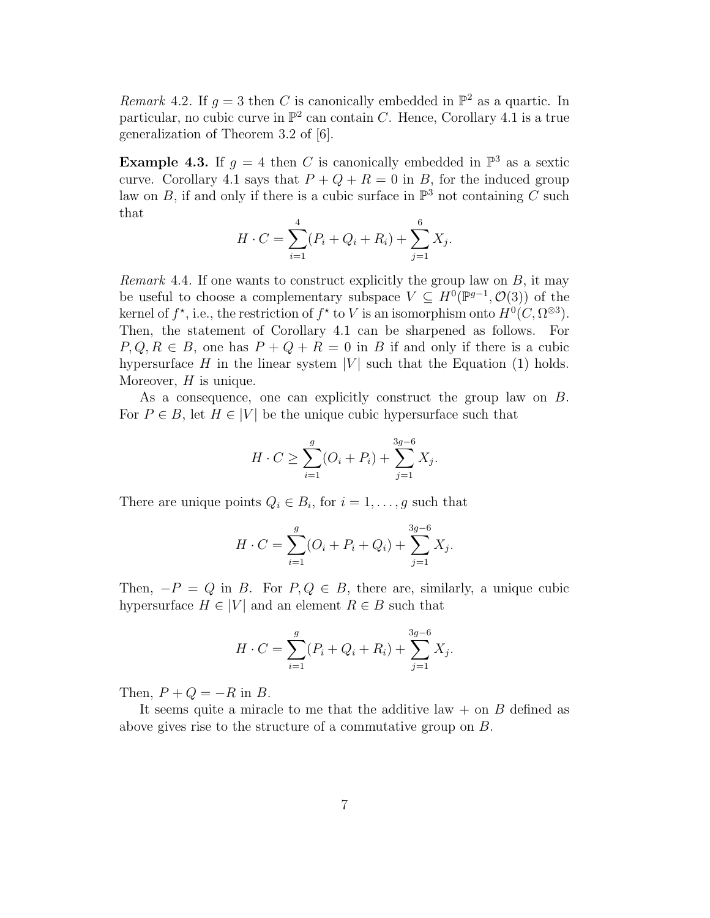*Remark* 4.2. If $g = 3$ then $C$ is canonically embedded in $\mathbb{P}^2$ as a quartic. In particular, no cubic curve in $\mathbb{P}^2$ can contain $C$. Hence, Corollary 4.1 is a true generalization of Theorem 3.2 of [6].

**Example 4.3.** If $g = 4$ then $C$ is canonically embedded in $\mathbb{P}^3$ as a sextic curve. Corollary 4.1 says that $P + Q + R = 0$ in $B$, for the induced group law on $B$, if and only if there is a cubic surface in $\mathbb{P}^3$ not containing $C$ such that

$$H \cdot C = \sum_{i=1}^{4}(P_i + Q_i + R_i) + \sum_{j=1}^{6} X_j.$$

*Remark* 4.4. If one wants to construct explicitly the group law on $B$, it may be useful to choose a complementary subspace $V \subseteq H^0(\mathbb{P}^{g-1}, \mathcal{O}(3))$ of the kernel of $f^\star$, i.e., the restriction of $f^\star$ to $V$ is an isomorphism onto $H^0(C, \Omega^{\otimes 3})$. Then, the statement of Corollary 4.1 can be sharpened as follows. For $P, Q, R \in B$, one has $P + Q + R = 0$ in $B$ if and only if there is a cubic hypersurface $H$ in the linear system $|V|$ such that the Equation (1) holds. Moreover, $H$ is unique.

As a consequence, one can explicitly construct the group law on $B$. For $P \in B$, let $H \in |V|$ be the unique cubic hypersurface such that

$$H \cdot C \geq \sum_{i=1}^{g}(O_i + P_i) + \sum_{j=1}^{3g-6} X_j.$$

There are unique points $Q_i \in B_i$, for $i = 1, \ldots, g$ such that

$$H \cdot C = \sum_{i=1}^{g}(O_i + P_i + Q_i) + \sum_{j=1}^{3g-6} X_j.$$

Then, $-P = Q$ in $B$. For $P, Q \in B$, there are, similarly, a unique cubic hypersurface $H \in |V|$ and an element $R \in B$ such that

$$H \cdot C = \sum_{i=1}^{g}(P_i + Q_i + R_i) + \sum_{j=1}^{3g-6} X_j.$$

Then, $P + Q = -R$ in $B$.

It seems quite a miracle to me that the additive law $+$ on $B$ defined as above gives rise to the structure of a commutative group on $B$.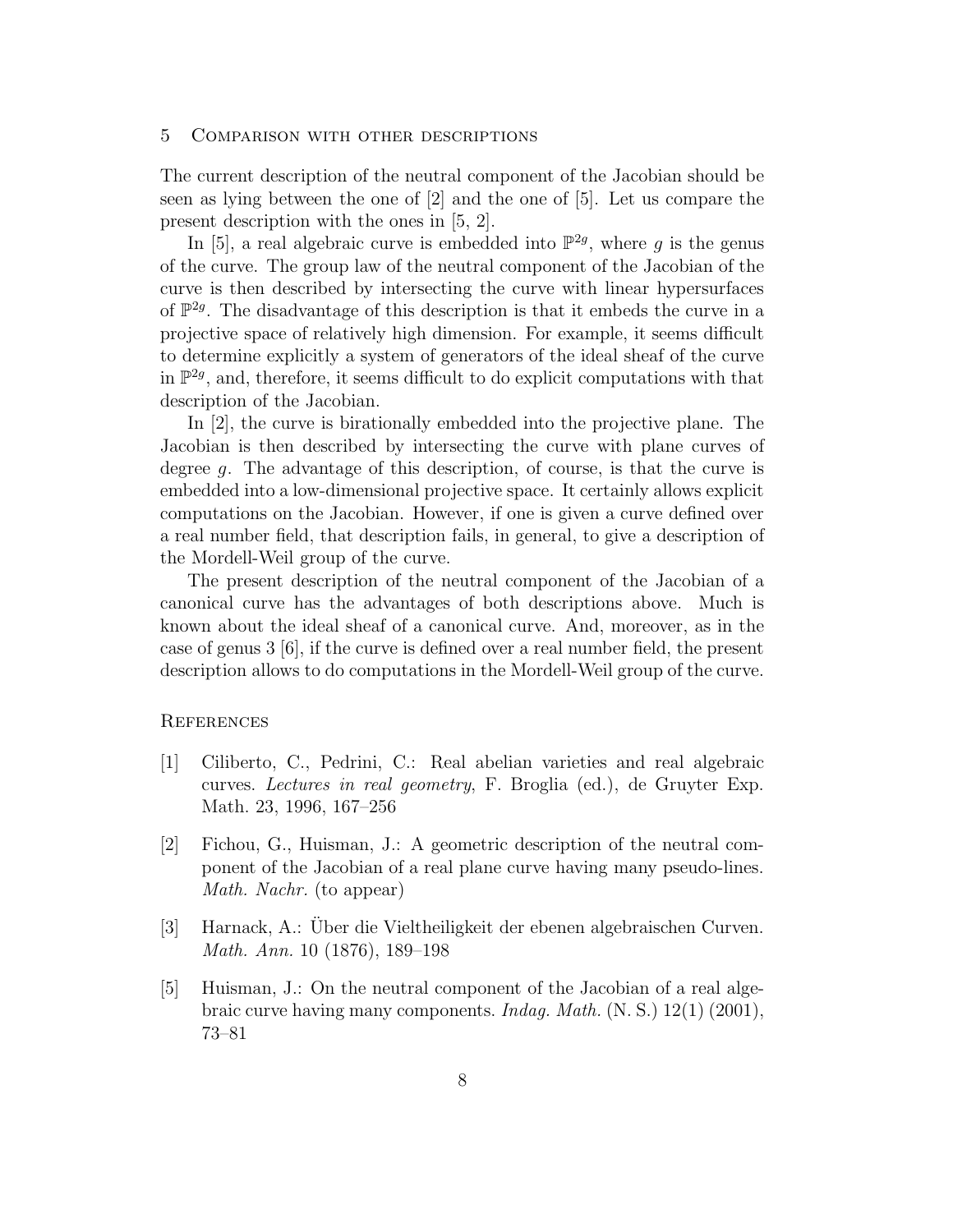## 5 Comparison with other descriptions

The current description of the neutral component of the Jacobian should be seen as lying between the one of [2] and the one of [5]. Let us compare the present description with the ones in [5, 2].

In [5], a real algebraic curve is embedded into $\mathbb{P}^{2g}$, where $g$ is the genus of the curve. The group law of the neutral component of the Jacobian of the curve is then described by intersecting the curve with linear hypersurfaces of $\mathbb{P}^{2g}$. The disadvantage of this description is that it embeds the curve in a projective space of relatively high dimension. For example, it seems difficult to determine explicitly a system of generators of the ideal sheaf of the curve in $\mathbb{P}^{2g}$, and, therefore, it seems difficult to do explicit computations with that description of the Jacobian.

In [2], the curve is birationally embedded into the projective plane. The Jacobian is then described by intersecting the curve with plane curves of degree $g$. The advantage of this description, of course, is that the curve is embedded into a low-dimensional projective space. It certainly allows explicit computations on the Jacobian. However, if one is given a curve defined over a real number field, that description fails, in general, to give a description of the Mordell-Weil group of the curve.

The present description of the neutral component of the Jacobian of a canonical curve has the advantages of both descriptions above. Much is known about the ideal sheaf of a canonical curve. And, moreover, as in the case of genus 3 [6], if the curve is defined over a real number field, the present description allows to do computations in the Mordell-Weil group of the curve.

## References

[1] Ciliberto, C., Pedrini, C.: Real abelian varieties and real algebraic curves. *Lectures in real geometry*, F. Broglia (ed.), de Gruyter Exp. Math. 23, 1996, 167–256

[2] Fichou, G., Huisman, J.: A geometric description of the neutral component of the Jacobian of a real plane curve having many pseudo-lines. *Math. Nachr.* (to appear)

[3] Harnack, A.: Über die Vieltheiligkeit der ebenen algebraischen Curven. *Math. Ann.* 10 (1876), 189–198

[5] Huisman, J.: On the neutral component of the Jacobian of a real algebraic curve having many components. *Indag. Math.* (N. S.) 12(1) (2001), 73–81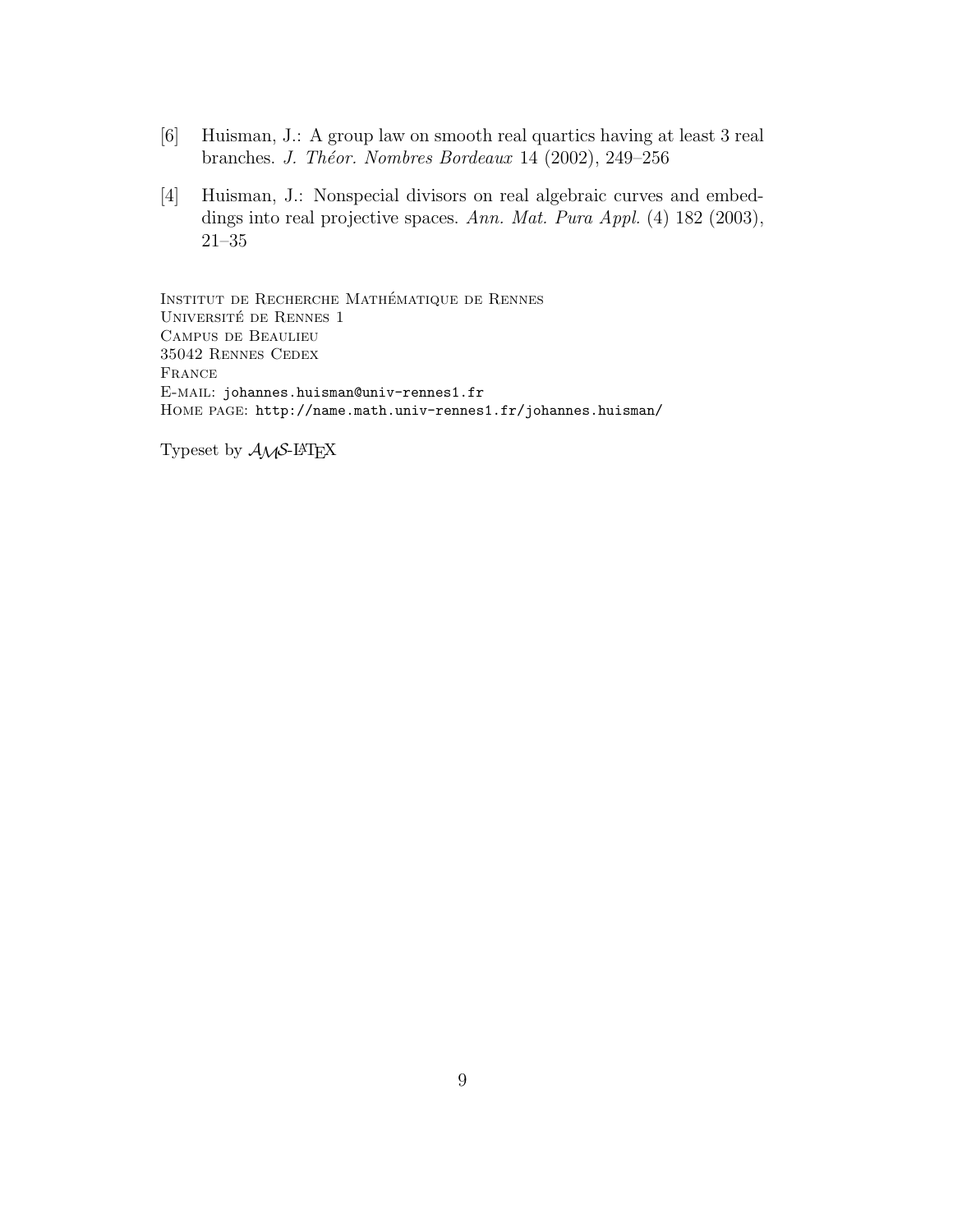[6] Huisman, J.: A group law on smooth real quartics having at least 3 real branches. *J. Théor. Nombres Bordeaux* 14 (2002), 249–256

[4] Huisman, J.: Nonspecial divisors on real algebraic curves and embeddings into real projective spaces. *Ann. Mat. Pura Appl.* (4) 182 (2003), 21–35

Institut de Recherche Mathématique de Rennes
Université de Rennes 1
Campus de Beaulieu
35042 Rennes Cedex
France
E-mail: `johannes.huisman@univ-rennes1.fr`
Home page: `http://name.math.univ-rennes1.fr/johannes.huisman/`

Typeset by $\mathcal{A}\mathcal{M}\mathcal{S}$-LaTeX